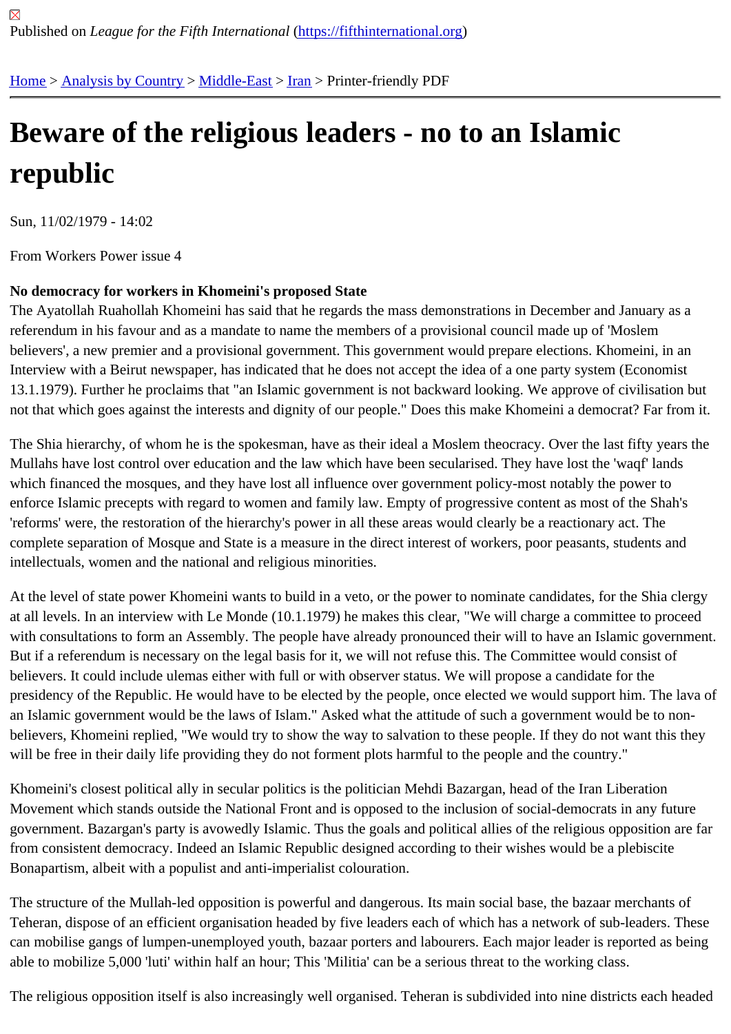Published on *League for the Fifth International* (https://fifthinternational.org)

Home > Analysis by Country > Middle-East > Iran > Printer-friendly PDF

# Beware of the religious leaders - no to an Islamic republic

Sun, 11/02/1979 - 14:02

From Workers Power issue 4

**No democracy for workers in Khomeini's proposed State**

The Ayatollah Ruahollah Khomeini has said that he regards the mass demonstrations in December and January as a referendum in his favour and as a mandate to name the members of a provisional council made up of 'Moslem believers', a new premier and a provisional government. This government would prepare elections. Khomeini, in an Interview with a Beirut newspaper, has indicated that he does not accept the idea of a one party system (Economist 13.1.1979). Further he proclaims that "an Islamic government is not backward looking. We approve of civilisation but not that which goes against the interests and dignity of our people." Does this make Khomeini a democrat? Far from it.

The Shia hierarchy, of whom he is the spokesman, have as their ideal a Moslem theocracy. Over the last fifty years the Mullahs have lost control over education and the law which have been secularised. They have lost the 'waqf' lands which financed the mosques, and they have lost all influence over government policy-most notably the power to enforce Islamic precepts with regard to women and family law. Empty of progressive content as most of the Shah's 'reforms' were, the restoration of the hierarchy's power in all these areas would clearly be a reactionary act. The complete separation of Mosque and State is a measure in the direct interest of workers, poor peasants, students and intellectuals, women and the national and religious minorities.

At the level of state power Khomeini wants to build in a veto, or the power to nominate candidates, for the Shia clergy at all levels. In an interview with Le Monde (10.1.1979) he makes this clear, "We will charge a committee to proceed with consultations to form an Assembly. The people have already pronounced their will to have an Islamic government. But if a referendum is necessary on the legal basis for it, we will not refuse this. The Committee would consist of believers. It could include ulemas either with full or with observer status. We will propose a candidate for the presidency of the Republic. He would have to be elected by the people, once elected we would support him. The lava of an Islamic government would be the laws of Islam." Asked what the attitude of such a government would be to non-believers, Khomeini replied, "We would try to show the way to salvation to these people. If they do not want this they will be free in their daily life providing they do not forment plots harmful to the people and the country."

Khomeini's closest political ally in secular politics is the politician Mehdi Bazargan, head of the Iran Liberation Movement which stands outside the National Front and is opposed to the inclusion of social-democrats in any future government. Bazargan's party is avowedly Islamic. Thus the goals and political allies of the religious opposition are far from consistent democracy. Indeed an Islamic Republic designed according to their wishes would be a plebiscite Bonapartism, albeit with a populist and anti-imperialist colouration.

The structure of the Mullah-led opposition is powerful and dangerous. Its main social base, the bazaar merchants of Teheran, dispose of an efficient organisation headed by five leaders each of which has a network of sub-leaders. These can mobilise gangs of lumpen-unemployed youth, bazaar porters and labourers. Each major leader is reported as being able to mobilize 5,000 'luti' within half an hour; This 'Militia' can be a serious threat to the working class.

The religious opposition itself is also increasingly well organised. Teheran is subdivided into nine districts each headed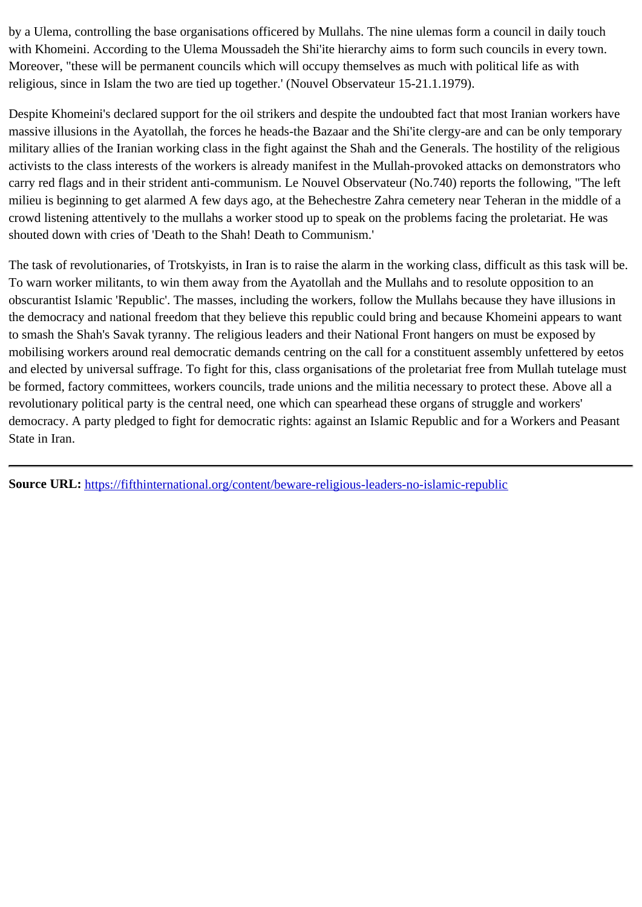by a Ulema, controlling the base organisations officered by Mullahs. The nine ulemas form a council in daily touch with Khomeini. According to the Ulema Moussadeh the Shi'ite hierarchy aims to form such councils in every town. Moreover, "these will be permanent councils which will occupy themselves as much with political life as with religious, since in Islam the two are tied up together.' (Nouvel Observateur 15-21.1.1979).

Despite Khomeini's declared support for the oil strikers and despite the undoubted fact that most Iranian workers have massive illusions in the Ayatollah, the forces he heads-the Bazaar and the Shi'ite clergy-are and can be only temporary military allies of the Iranian working class in the fight against the Shah and the Generals. The hostility of the religious activists to the class interests of the workers is already manifest in the Mullah-provoked attacks on demonstrators who carry red flags and in their strident anti-communism. Le Nouvel Observateur (No.740) reports the following, "The left milieu is beginning to get alarmed A few days ago, at the Behechestre Zahra cemetery near Teheran in the middle of a crowd listening attentively to the mullahs a worker stood up to speak on the problems facing the proletariat. He was shouted down with cries of 'Death to the Shah! Death to Communism.'

The task of revolutionaries, of Trotskyists, in Iran is to raise the alarm in the working class, difficult as this task will be. To warn worker militants, to win them away from the Ayatollah and the Mullahs and to resolute opposition to an obscurantist Islamic 'Republic'. The masses, including the workers, follow the Mullahs because they have illusions in the democracy and national freedom that they believe this republic could bring and because Khomeini appears to want to smash the Shah's Savak tyranny. The religious leaders and their National Front hangers on must be exposed by mobilising workers around real democratic demands centring on the call for a constituent assembly unfettered by eetos and elected by universal suffrage. To fight for this, class organisations of the proletariat free from Mullah tutelage must be formed, factory committees, workers councils, trade unions and the militia necessary to protect these. Above all a revolutionary political party is the central need, one which can spearhead these organs of struggle and workers' democracy. A party pledged to fight for democratic rights: against an Islamic Republic and for a Workers and Peasant State in Iran.

---

**Source URL:** https://fifthinternational.org/content/beware-religious-leaders-no-islamic-republic